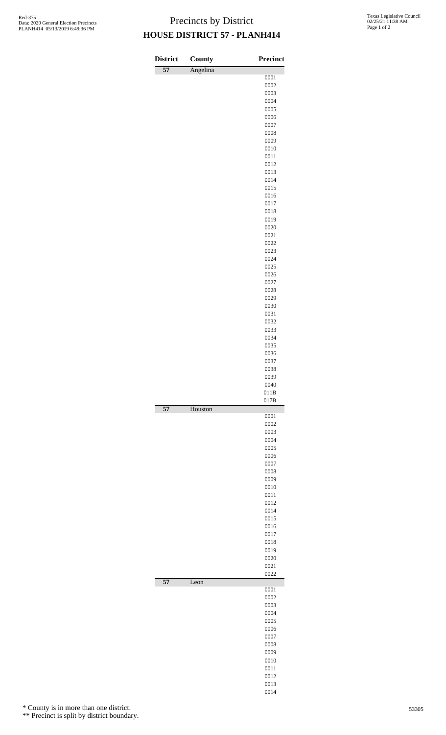# Precincts by District

## HOUSE DISTRICT 57 - PLANH414

| District | County | Precinct |
|---|---|---|
| 57 | Angelina | |
| | | 0001 |
| | | 0002 |
| | | 0003 |
| | | 0004 |
| | | 0005 |
| | | 0006 |
| | | 0007 |
| | | 0008 |
| | | 0009 |
| | | 0010 |
| | | 0011 |
| | | 0012 |
| | | 0013 |
| | | 0014 |
| | | 0015 |
| | | 0016 |
| | | 0017 |
| | | 0018 |
| | | 0019 |
| | | 0020 |
| | | 0021 |
| | | 0022 |
| | | 0023 |
| | | 0024 |
| | | 0025 |
| | | 0026 |
| | | 0027 |
| | | 0028 |
| | | 0029 |
| | | 0030 |
| | | 0031 |
| | | 0032 |
| | | 0033 |
| | | 0034 |
| | | 0035 |
| | | 0036 |
| | | 0037 |
| | | 0038 |
| | | 0039 |
| | | 0040 |
| | | 011B |
| | | 017B |
| 57 | Houston | |
| | | 0001 |
| | | 0002 |
| | | 0003 |
| | | 0004 |
| | | 0005 |
| | | 0006 |
| | | 0007 |
| | | 0008 |
| | | 0009 |
| | | 0010 |
| | | 0011 |
| | | 0012 |
| | | 0014 |
| | | 0015 |
| | | 0016 |
| | | 0017 |
| | | 0018 |
| | | 0019 |
| | | 0020 |
| | | 0021 |
| | | 0022 |
| 57 | Leon | |
| | | 0001 |
| | | 0002 |
| | | 0003 |
| | | 0004 |
| | | 0005 |
| | | 0006 |
| | | 0007 |
| | | 0008 |
| | | 0009 |
| | | 0010 |
| | | 0011 |
| | | 0012 |
| | | 0013 |
| | | 0014 |

\* County is in more than one district.

\*\* Precinct is split by district boundary.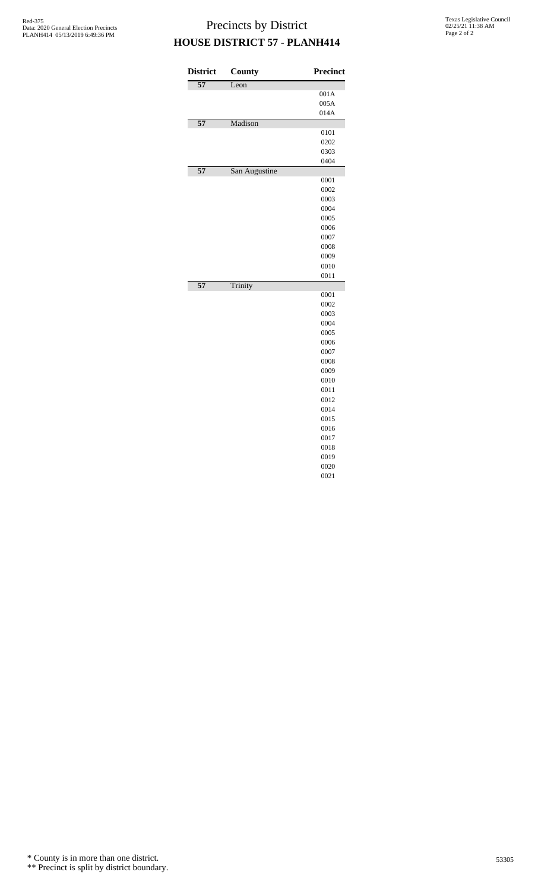# Precincts by District

## HOUSE DISTRICT 57 - PLANH414

| District | County | Precinct |
|---|---|---|
| 57 | Leon | |
| | | 001A |
| | | 005A |
| | | 014A |
| 57 | Madison | |
| | | 0101 |
| | | 0202 |
| | | 0303 |
| | | 0404 |
| 57 | San Augustine | |
| | | 0001 |
| | | 0002 |
| | | 0003 |
| | | 0004 |
| | | 0005 |
| | | 0006 |
| | | 0007 |
| | | 0008 |
| | | 0009 |
| | | 0010 |
| | | 0011 |
| 57 | Trinity | |
| | | 0001 |
| | | 0002 |
| | | 0003 |
| | | 0004 |
| | | 0005 |
| | | 0006 |
| | | 0007 |
| | | 0008 |
| | | 0009 |
| | | 0010 |
| | | 0011 |
| | | 0012 |
| | | 0014 |
| | | 0015 |
| | | 0016 |
| | | 0017 |
| | | 0018 |
| | | 0019 |
| | | 0020 |
| | | 0021 |

* County is in more than one district.

** Precinct is split by district boundary.